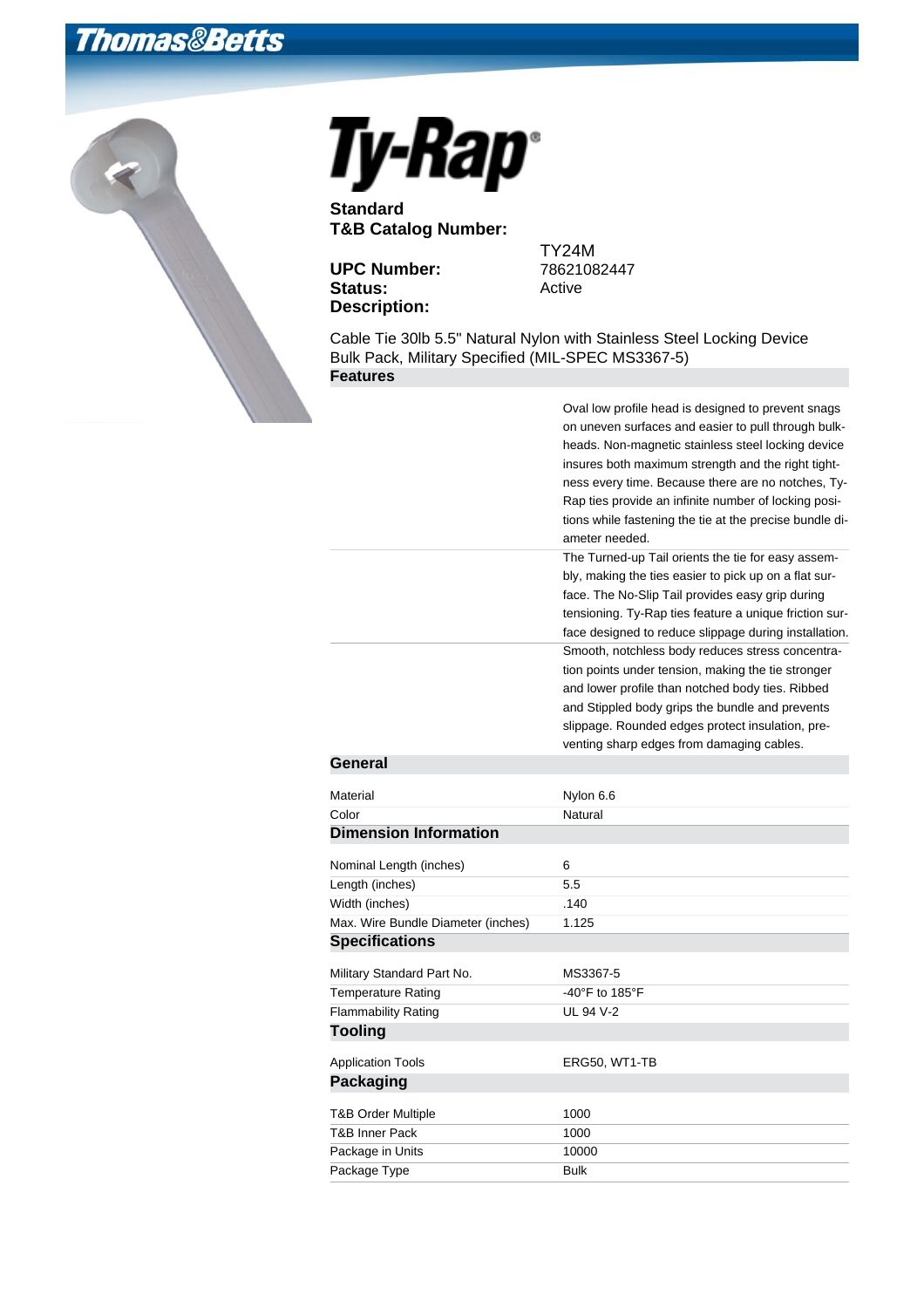Thomas&Betts

# Ty-Rap®

**Standard**

| | |
|---|---|
| **T&B Catalog Number:** | TY24M |
| **UPC Number:** | 78621082447 |
| **Status:** | Active |
| **Description:** | |

Cable Tie 30lb 5.5" Natural Nylon with Stainless Steel Locking Device Bulk Pack, Military Specified (MIL-SPEC MS3367-5)

## Features

Oval low profile head is designed to prevent snags on uneven surfaces and easier to pull through bulkheads. Non-magnetic stainless steel locking device insures both maximum strength and the right tightness every time. Because there are no notches, Ty-Rap ties provide an infinite number of locking positions while fastening the tie at the precise bundle diameter needed.

The Turned-up Tail orients the tie for easy assembly, making the ties easier to pick up on a flat surface. The No-Slip Tail provides easy grip during tensioning. Ty-Rap ties feature a unique friction surface designed to reduce slippage during installation.

Smooth, notchless body reduces stress concentration points under tension, making the tie stronger and lower profile than notched body ties. Ribbed and Stippled body grips the bundle and prevents slippage. Rounded edges protect insulation, preventing sharp edges from damaging cables.

## General

| | |
|---|---|
| Material | Nylon 6.6 |
| Color | Natural |

## Dimension Information

| | |
|---|---|
| Nominal Length (inches) | 6 |
| Length (inches) | 5.5 |
| Width (inches) | .140 |
| Max. Wire Bundle Diameter (inches) | 1.125 |

## Specifications

| | |
|---|---|
| Military Standard Part No. | MS3367-5 |
| Temperature Rating | -40°F to 185°F |
| Flammability Rating | UL 94 V-2 |

## Tooling

| | |
|---|---|
| Application Tools | ERG50, WT1-TB |

## Packaging

| | |
|---|---|
| T&B Order Multiple | 1000 |
| T&B Inner Pack | 1000 |
| Package in Units | 10000 |
| Package Type | Bulk |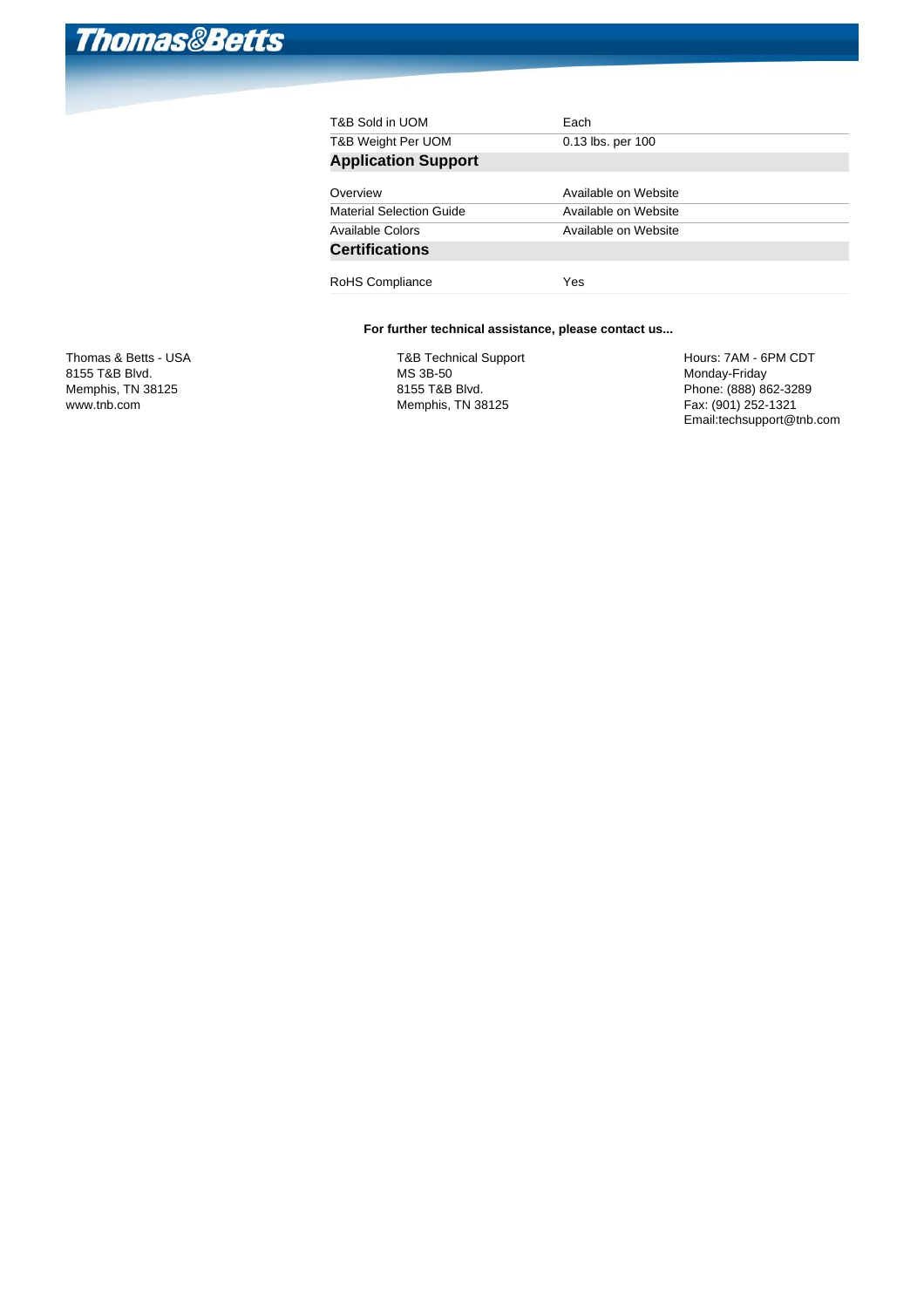| | |
|---|---|
| T&B Sold in UOM | Each |
| T&B Weight Per UOM | 0.13 lbs. per 100 |

## Application Support

| | |
|---|---|
| Overview | Available on Website |
| Material Selection Guide | Available on Website |
| Available Colors | Available on Website |

## Certifications

| | |
|---|---|
| RoHS Compliance | Yes |

**For further technical assistance, please contact us...**

Thomas & Betts - USA
8155 T&B Blvd.
Memphis, TN 38125
www.tnb.com

T&B Technical Support
MS 3B-50
8155 T&B Blvd.
Memphis, TN 38125

Hours: 7AM - 6PM CDT
Monday-Friday
Phone: (888) 862-3289
Fax: (901) 252-1321
Email:techsupport@tnb.com